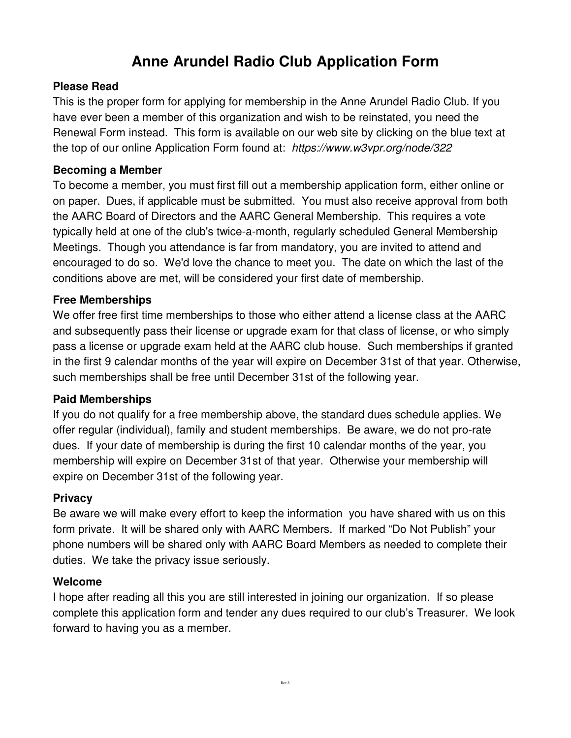# Anne Arundel Radio Club Application Form

### Please Read

This is the proper form for applying for membership in the Anne Arundel Radio Club. If you have ever been a member of this organization and wish to be reinstated, you need the Renewal Form instead. This form is available on our web site by clicking on the blue text at the top of our online Application Form found at: *https://www.w3vpr.org/node/322*

### Becoming a Member

To become a member, you must first fill out a membership application form, either online or on paper. Dues, if applicable must be submitted. You must also receive approval from both the AARC Board of Directors and the AARC General Membership. This requires a vote typically held at one of the club's twice-a-month, regularly scheduled General Membership Meetings. Though you attendance is far from mandatory, you are invited to attend and encouraged to do so. We'd love the chance to meet you. The date on which the last of the conditions above are met, will be considered your first date of membership.

### Free Memberships

We offer free first time memberships to those who either attend a license class at the AARC and subsequently pass their license or upgrade exam for that class of license, or who simply pass a license or upgrade exam held at the AARC club house. Such memberships if granted in the first 9 calendar months of the year will expire on December 31st of that year. Otherwise, such memberships shall be free until December 31st of the following year.

### Paid Memberships

If you do not qualify for a free membership above, the standard dues schedule applies. We offer regular (individual), family and student memberships. Be aware, we do not pro-rate dues. If your date of membership is during the first 10 calendar months of the year, you membership will expire on December 31st of that year. Otherwise your membership will expire on December 31st of the following year.

### Privacy

Be aware we will make every effort to keep the information you have shared with us on this form private. It will be shared only with AARC Members. If marked “Do Not Publish” your phone numbers will be shared only with AARC Board Members as needed to complete their duties. We take the privacy issue seriously.

### Welcome

I hope after reading all this you are still interested in joining our organization. If so please complete this application form and tender any dues required to our club’s Treasurer. We look forward to having you as a member.

Rev 3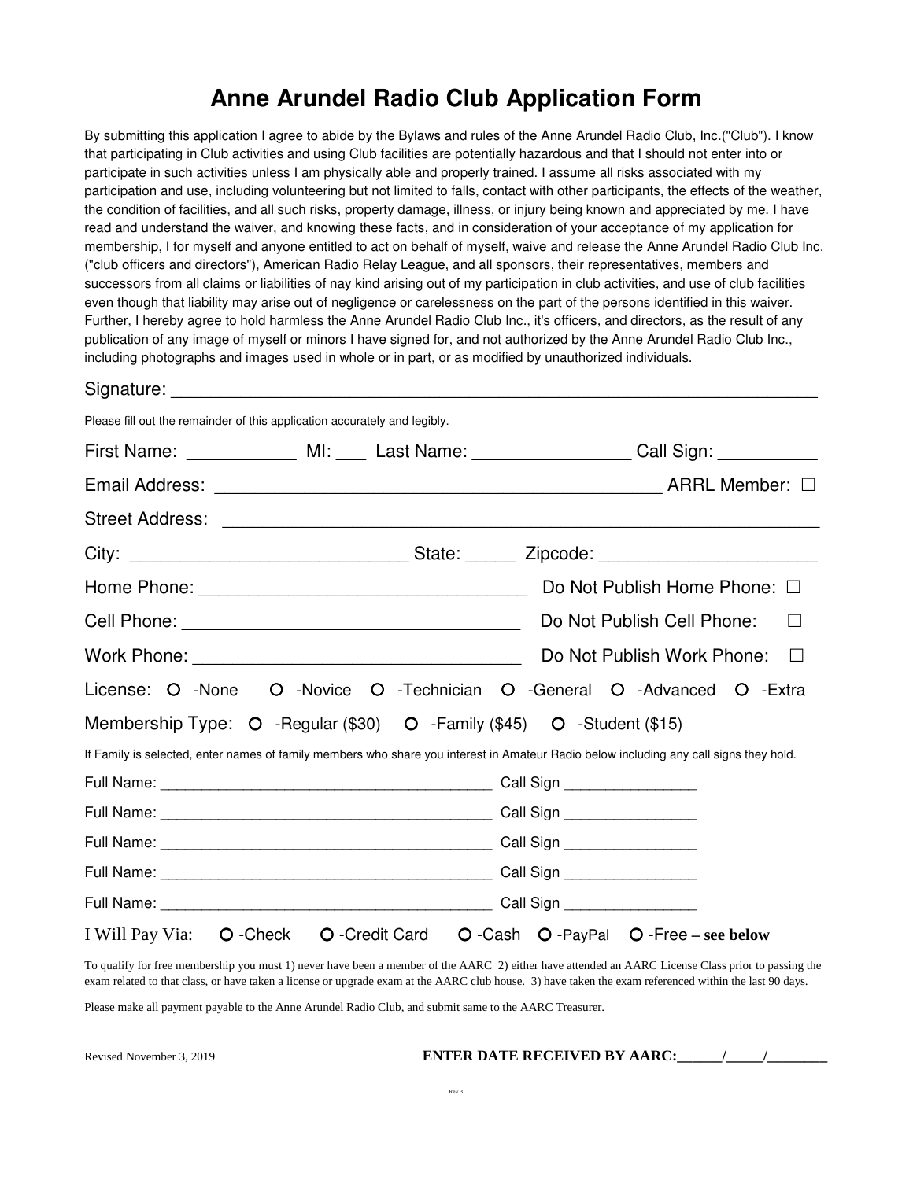# Anne Arundel Radio Club Application Form

By submitting this application I agree to abide by the Bylaws and rules of the Anne Arundel Radio Club, Inc.("Club"). I know that participating in Club activities and using Club facilities are potentially hazardous and that I should not enter into or participate in such activities unless I am physically able and properly trained. I assume all risks associated with my participation and use, including volunteering but not limited to falls, contact with other participants, the effects of the weather, the condition of facilities, and all such risks, property damage, illness, or injury being known and appreciated by me. I have read and understand the waiver, and knowing these facts, and in consideration of your acceptance of my application for membership, I for myself and anyone entitled to act on behalf of myself, waive and release the Anne Arundel Radio Club Inc. ("club officers and directors"), American Radio Relay League, and all sponsors, their representatives, members and successors from all claims or liabilities of nay kind arising out of my participation in club activities, and use of club facilities even though that liability may arise out of negligence or carelessness on the part of the persons identified in this waiver. Further, I hereby agree to hold harmless the Anne Arundel Radio Club Inc., it's officers, and directors, as the result of any publication of any image of myself or minors I have signed for, and not authorized by the Anne Arundel Radio Club Inc., including photographs and images used in whole or in part, or as modified by unauthorized individuals.

Signature: ______________________________________________________________

Please fill out the remainder of this application accurately and legibly.

First Name: ___________ MI: ___ Last Name: ________________ Call Sign: __________

Email Address: ______________________________________________ ARRL Member: ☐

Street Address: ______________________________________________________________

City: ____________________________ State: _____ Zipcode: ______________________

Home Phone: _________________________________ Do Not Publish Home Phone: ☐

Cell Phone: _________________________________ Do Not Publish Cell Phone: ☐

Work Phone: _________________________________ Do Not Publish Work Phone: ☐

License: O -None O -Novice O -Technician O -General O -Advanced O -Extra

Membership Type: O -Regular ($30) O -Family ($45) O -Student ($15)

If Family is selected, enter names of family members who share you interest in Amateur Radio below including any call signs they hold.

Full Name: _________________________________________ Call Sign ________________

Full Name: _________________________________________ Call Sign ________________

Full Name: _________________________________________ Call Sign ________________

Full Name: _________________________________________ Call Sign ________________

Full Name: _________________________________________ Call Sign ________________

I Will Pay Via: O -Check O -Credit Card O -Cash O -PayPal O -Free – **see below**

To qualify for free membership you must 1) never have been a member of the AARC 2) either have attended an AARC License Class prior to passing the exam related to that class, or have taken a license or upgrade exam at the AARC club house. 3) have taken the exam referenced within the last 90 days.

Please make all payment payable to the Anne Arundel Radio Club, and submit same to the AARC Treasurer.

---

Revised November 3, 2019

**ENTER DATE RECEIVED BY AARC:______/_____/________**

Rev 3